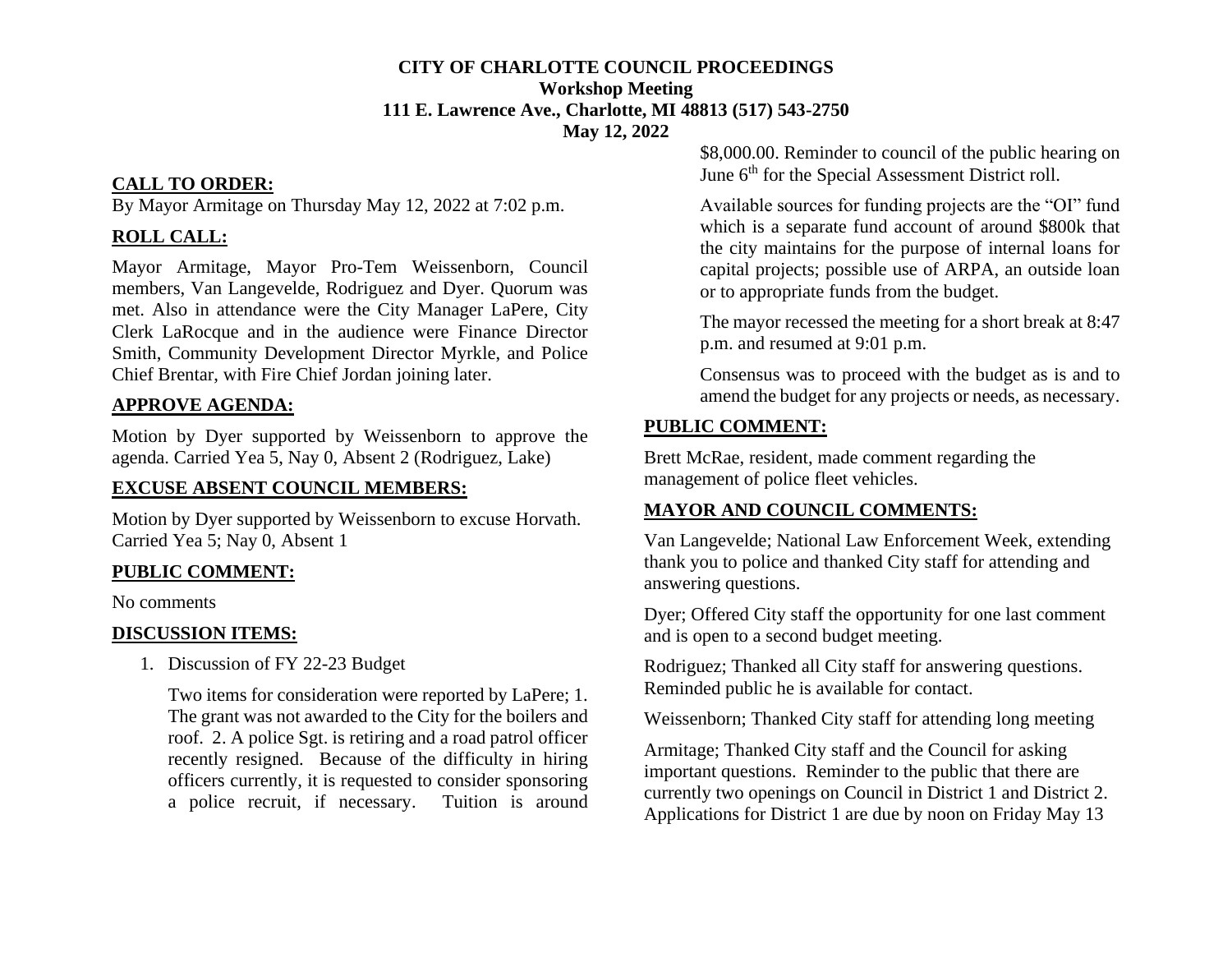# CITY OF CHARLOTTE COUNCIL PROCEEDINGS

**Workshop Meeting**

**111 E. Lawrence Ave., Charlotte, MI 48813 (517) 543-2750**

**May 12, 2022**

## CALL TO ORDER:

By Mayor Armitage on Thursday May 12, 2022 at 7:02 p.m.

## ROLL CALL:

Mayor Armitage, Mayor Pro-Tem Weissenborn, Council members, Van Langevelde, Rodriguez and Dyer. Quorum was met. Also in attendance were the City Manager LaPere, City Clerk LaRocque and in the audience were Finance Director Smith, Community Development Director Myrkle, and Police Chief Brentar, with Fire Chief Jordan joining later.

## APPROVE AGENDA:

Motion by Dyer supported by Weissenborn to approve the agenda. Carried Yea 5, Nay 0, Absent 2 (Rodriguez, Lake)

## EXCUSE ABSENT COUNCIL MEMBERS:

Motion by Dyer supported by Weissenborn to excuse Horvath. Carried Yea 5; Nay 0, Absent 1

## PUBLIC COMMENT:

No comments

## DISCUSSION ITEMS:

1. Discussion of FY 22-23 Budget

   Two items for consideration were reported by LaPere; 1. The grant was not awarded to the City for the boilers and roof. 2. A police Sgt. is retiring and a road patrol officer recently resigned. Because of the difficulty in hiring officers currently, it is requested to consider sponsoring a police recruit, if necessary. Tuition is around $8,000.00. Reminder to council of the public hearing on June 6th for the Special Assessment District roll.

   Available sources for funding projects are the "OI" fund which is a separate fund account of around $800k that the city maintains for the purpose of internal loans for capital projects; possible use of ARPA, an outside loan or to appropriate funds from the budget.

   The mayor recessed the meeting for a short break at 8:47 p.m. and resumed at 9:01 p.m.

   Consensus was to proceed with the budget as is and to amend the budget for any projects or needs, as necessary.

## PUBLIC COMMENT:

Brett McRae, resident, made comment regarding the management of police fleet vehicles.

## MAYOR AND COUNCIL COMMENTS:

Van Langevelde; National Law Enforcement Week, extending thank you to police and thanked City staff for attending and answering questions.

Dyer; Offered City staff the opportunity for one last comment and is open to a second budget meeting.

Rodriguez; Thanked all City staff for answering questions. Reminded public he is available for contact.

Weissenborn; Thanked City staff for attending long meeting

Armitage; Thanked City staff and the Council for asking important questions. Reminder to the public that there are currently two openings on Council in District 1 and District 2. Applications for District 1 are due by noon on Friday May 13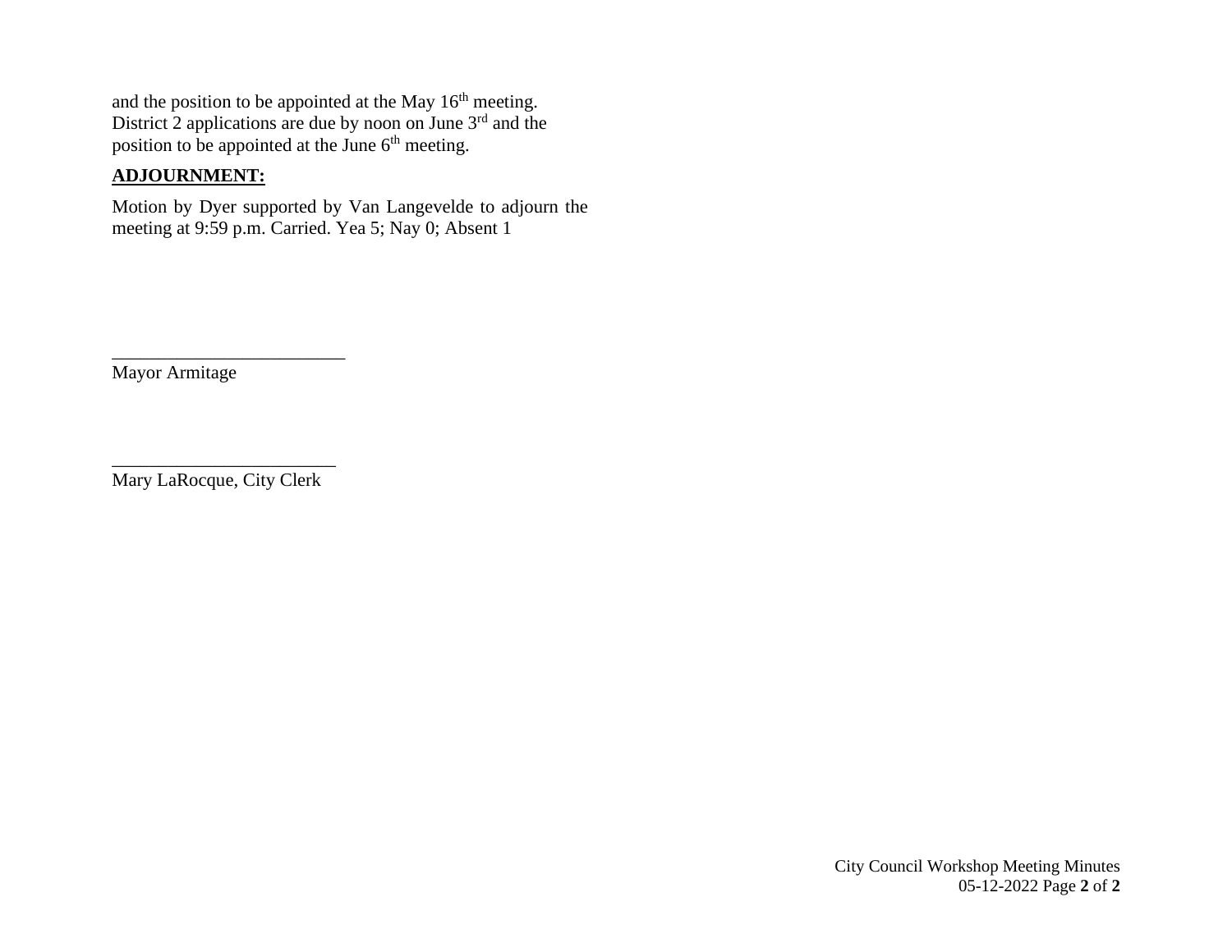and the position to be appointed at the May 16th meeting. District 2 applications are due by noon on June 3rd and the position to be appointed at the June 6th meeting.

**ADJOURNMENT:**

Motion by Dyer supported by Van Langevelde to adjourn the meeting at 9:59 p.m. Carried. Yea 5; Nay 0; Absent 1

_________________________
Mayor Armitage

________________________
Mary LaRocque, City Clerk